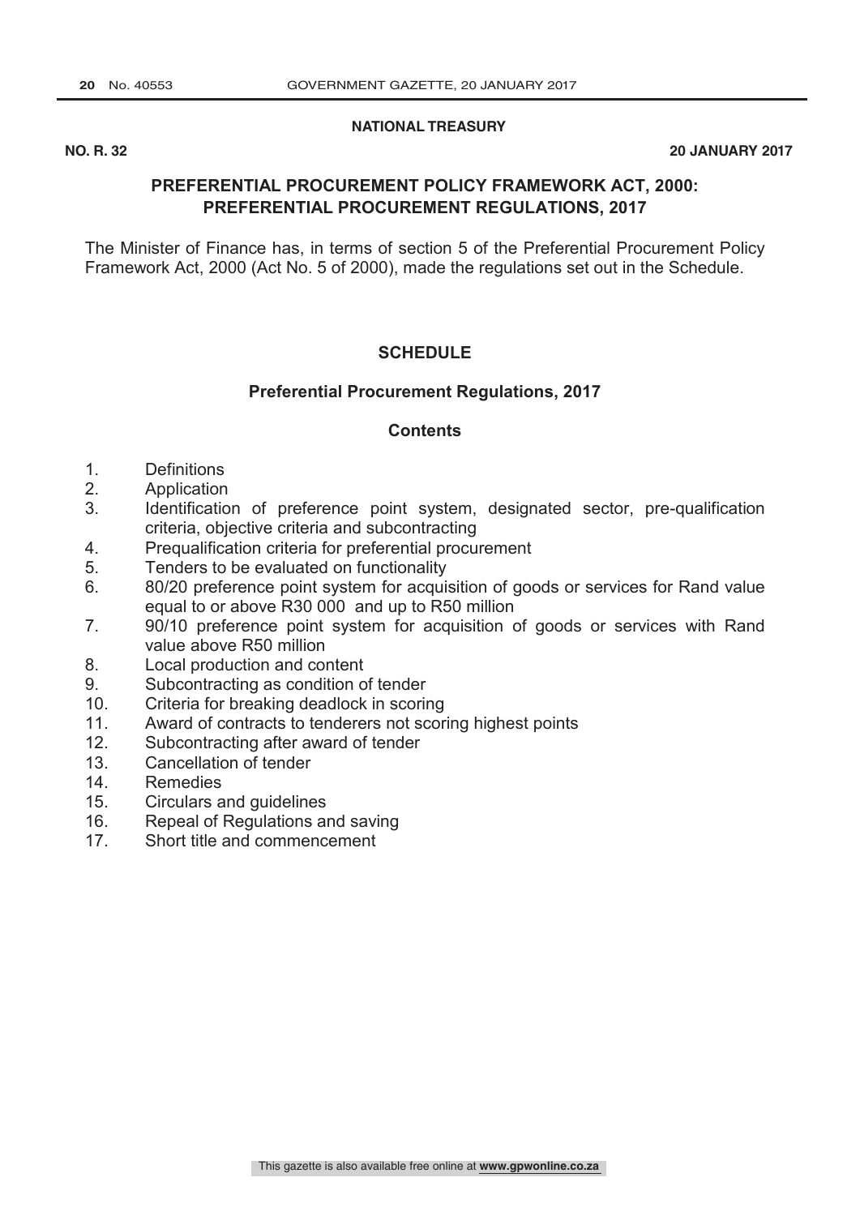**NATIONAL TREASURY**

**NO. R. 32** **20 JANUARY 2017**

## PREFERENTIAL PROCUREMENT POLICY FRAMEWORK ACT, 2000: PREFERENTIAL PROCUREMENT REGULATIONS, 2017

The Minister of Finance has, in terms of section 5 of the Preferential Procurement Policy Framework Act, 2000 (Act No. 5 of 2000), made the regulations set out in the Schedule.

## SCHEDULE

### Preferential Procurement Regulations, 2017

### Contents

1. Definitions
2. Application
3. Identification of preference point system, designated sector, pre-qualification criteria, objective criteria and subcontracting
4. Prequalification criteria for preferential procurement
5. Tenders to be evaluated on functionality
6. 80/20 preference point system for acquisition of goods or services for Rand value equal to or above R30 000 and up to R50 million
7. 90/10 preference point system for acquisition of goods or services with Rand value above R50 million
8. Local production and content
9. Subcontracting as condition of tender
10. Criteria for breaking deadlock in scoring
11. Award of contracts to tenderers not scoring highest points
12. Subcontracting after award of tender
13. Cancellation of tender
14. Remedies
15. Circulars and guidelines
16. Repeal of Regulations and saving
17. Short title and commencement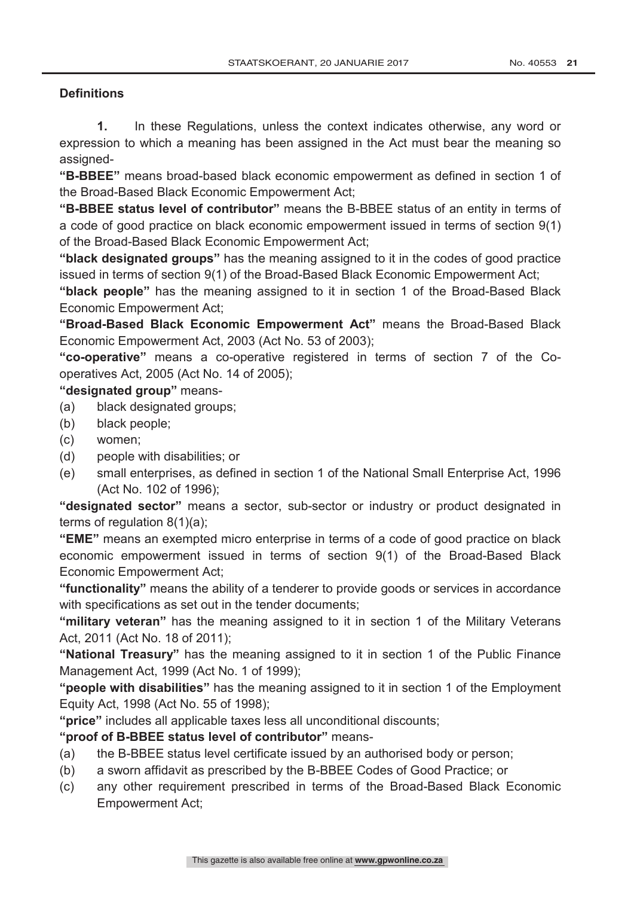**Definitions**

**1.** In these Regulations, unless the context indicates otherwise, any word or expression to which a meaning has been assigned in the Act must bear the meaning so assigned-

**"B-BBEE"** means broad-based black economic empowerment as defined in section 1 of the Broad-Based Black Economic Empowerment Act;

**"B-BBEE status level of contributor"** means the B-BBEE status of an entity in terms of a code of good practice on black economic empowerment issued in terms of section 9(1) of the Broad-Based Black Economic Empowerment Act;

**"black designated groups"** has the meaning assigned to it in the codes of good practice issued in terms of section 9(1) of the Broad-Based Black Economic Empowerment Act;

**"black people"** has the meaning assigned to it in section 1 of the Broad-Based Black Economic Empowerment Act;

**"Broad-Based Black Economic Empowerment Act"** means the Broad-Based Black Economic Empowerment Act, 2003 (Act No. 53 of 2003);

**"co-operative"** means a co-operative registered in terms of section 7 of the Co-operatives Act, 2005 (Act No. 14 of 2005);

**"designated group"** means-

(a) black designated groups;
(b) black people;
(c) women;
(d) people with disabilities; or
(e) small enterprises, as defined in section 1 of the National Small Enterprise Act, 1996 (Act No. 102 of 1996);

**"designated sector"** means a sector, sub-sector or industry or product designated in terms of regulation 8(1)(a);

**"EME"** means an exempted micro enterprise in terms of a code of good practice on black economic empowerment issued in terms of section 9(1) of the Broad-Based Black Economic Empowerment Act;

**"functionality"** means the ability of a tenderer to provide goods or services in accordance with specifications as set out in the tender documents;

**"military veteran"** has the meaning assigned to it in section 1 of the Military Veterans Act, 2011 (Act No. 18 of 2011);

**"National Treasury"** has the meaning assigned to it in section 1 of the Public Finance Management Act, 1999 (Act No. 1 of 1999);

**"people with disabilities"** has the meaning assigned to it in section 1 of the Employment Equity Act, 1998 (Act No. 55 of 1998);

**"price"** includes all applicable taxes less all unconditional discounts;

**"proof of B-BBEE status level of contributor"** means-

(a) the B-BBEE status level certificate issued by an authorised body or person;
(b) a sworn affidavit as prescribed by the B-BBEE Codes of Good Practice; or
(c) any other requirement prescribed in terms of the Broad-Based Black Economic Empowerment Act;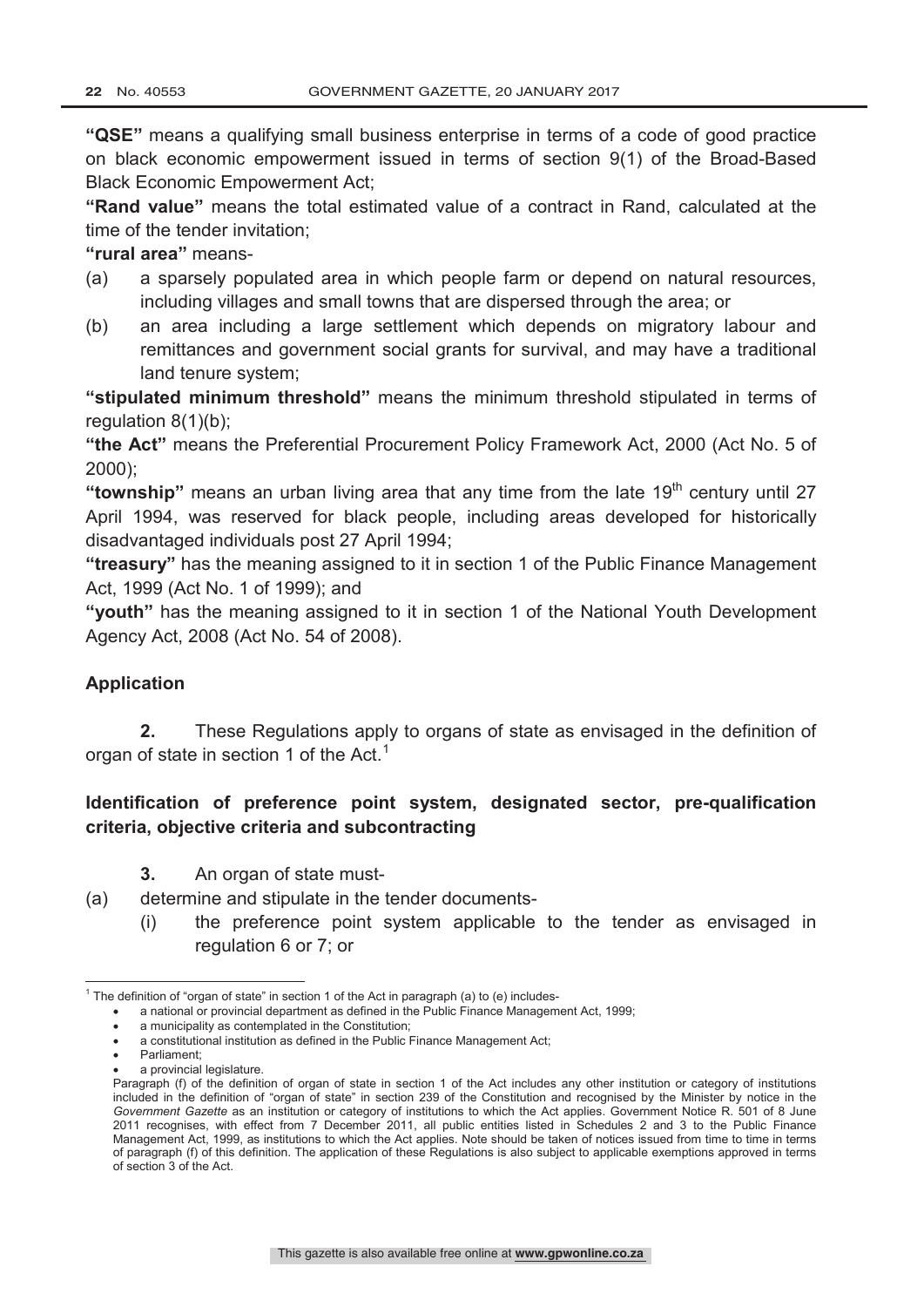**"QSE"** means a qualifying small business enterprise in terms of a code of good practice on black economic empowerment issued in terms of section 9(1) of the Broad-Based Black Economic Empowerment Act;

**"Rand value"** means the total estimated value of a contract in Rand, calculated at the time of the tender invitation;

**"rural area"** means-

(a) a sparsely populated area in which people farm or depend on natural resources, including villages and small towns that are dispersed through the area; or

(b) an area including a large settlement which depends on migratory labour and remittances and government social grants for survival, and may have a traditional land tenure system;

**"stipulated minimum threshold"** means the minimum threshold stipulated in terms of regulation 8(1)(b);

**"the Act"** means the Preferential Procurement Policy Framework Act, 2000 (Act No. 5 of 2000);

**"township"** means an urban living area that any time from the late 19th century until 27 April 1994, was reserved for black people, including areas developed for historically disadvantaged individuals post 27 April 1994;

**"treasury"** has the meaning assigned to it in section 1 of the Public Finance Management Act, 1999 (Act No. 1 of 1999); and

**"youth"** has the meaning assigned to it in section 1 of the National Youth Development Agency Act, 2008 (Act No. 54 of 2008).

## Application

**2.** These Regulations apply to organs of state as envisaged in the definition of organ of state in section 1 of the Act.[1]

## Identification of preference point system, designated sector, pre-qualification criteria, objective criteria and subcontracting

**3.** An organ of state must-

(a) determine and stipulate in the tender documents-

(i) the preference point system applicable to the tender as envisaged in regulation 6 or 7; or

---

[1] The definition of "organ of state" in section 1 of the Act in paragraph (a) to (e) includes-

- a national or provincial department as defined in the Public Finance Management Act, 1999;
- a municipality as contemplated in the Constitution;
- a constitutional institution as defined in the Public Finance Management Act;
- Parliament;
- a provincial legislature.

Paragraph (f) of the definition of organ of state in section 1 of the Act includes any other institution or category of institutions included in the definition of "organ of state" in section 239 of the Constitution and recognised by the Minister by notice in the *Government Gazette* as an institution or category of institutions to which the Act applies. Government Notice R. 501 of 8 June 2011 recognises, with effect from 7 December 2011, all public entities listed in Schedules 2 and 3 to the Public Finance Management Act, 1999, as institutions to which the Act applies. Note should be taken of notices issued from time to time in terms of paragraph (f) of this definition. The application of these Regulations is also subject to applicable exemptions approved in terms of section 3 of the Act.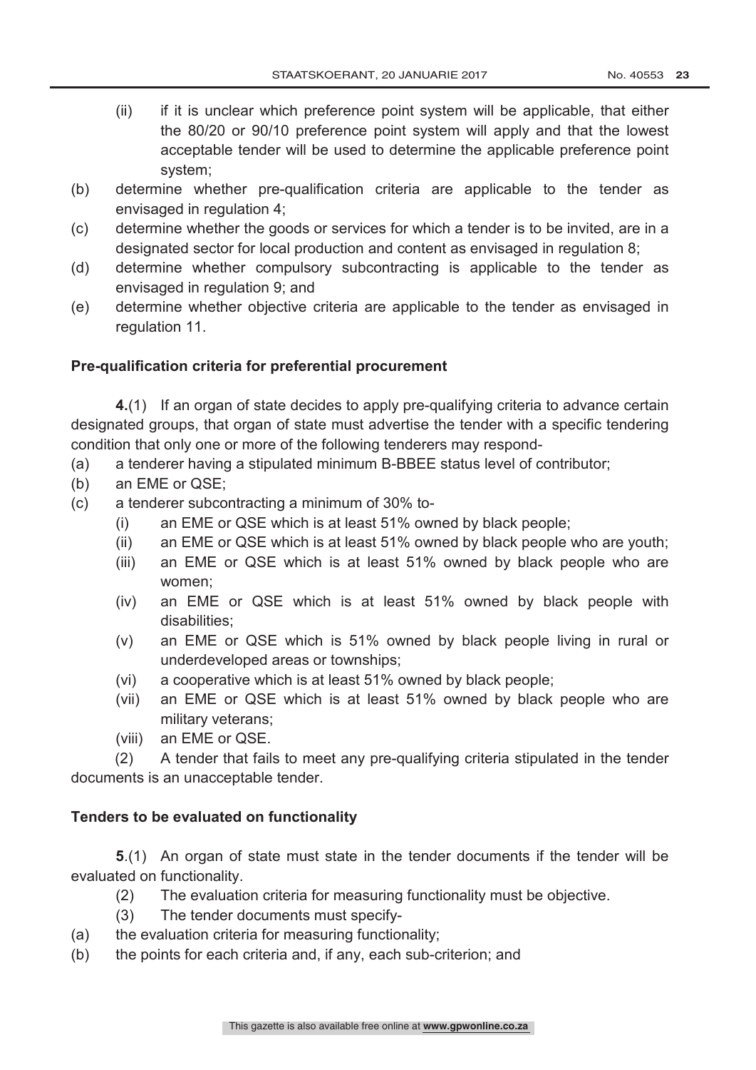(ii) if it is unclear which preference point system will be applicable, that either the 80/20 or 90/10 preference point system will apply and that the lowest acceptable tender will be used to determine the applicable preference point system;

(b) determine whether pre-qualification criteria are applicable to the tender as envisaged in regulation 4;

(c) determine whether the goods or services for which a tender is to be invited, are in a designated sector for local production and content as envisaged in regulation 8;

(d) determine whether compulsory subcontracting is applicable to the tender as envisaged in regulation 9; and

(e) determine whether objective criteria are applicable to the tender as envisaged in regulation 11.

**Pre-qualification criteria for preferential procurement**

**4.**(1) If an organ of state decides to apply pre-qualifying criteria to advance certain designated groups, that organ of state must advertise the tender with a specific tendering condition that only one or more of the following tenderers may respond-

(a) a tenderer having a stipulated minimum B-BBEE status level of contributor;

(b) an EME or QSE;

(c) a tenderer subcontracting a minimum of 30% to-

  (i) an EME or QSE which is at least 51% owned by black people;

  (ii) an EME or QSE which is at least 51% owned by black people who are youth;

  (iii) an EME or QSE which is at least 51% owned by black people who are women;

  (iv) an EME or QSE which is at least 51% owned by black people with disabilities;

  (v) an EME or QSE which is 51% owned by black people living in rural or underdeveloped areas or townships;

  (vi) a cooperative which is at least 51% owned by black people;

  (vii) an EME or QSE which is at least 51% owned by black people who are military veterans;

  (viii) an EME or QSE.

(2) A tender that fails to meet any pre-qualifying criteria stipulated in the tender documents is an unacceptable tender.

**Tenders to be evaluated on functionality**

**5**.(1) An organ of state must state in the tender documents if the tender will be evaluated on functionality.

(2) The evaluation criteria for measuring functionality must be objective.

(3) The tender documents must specify-

(a) the evaluation criteria for measuring functionality;

(b) the points for each criteria and, if any, each sub-criterion; and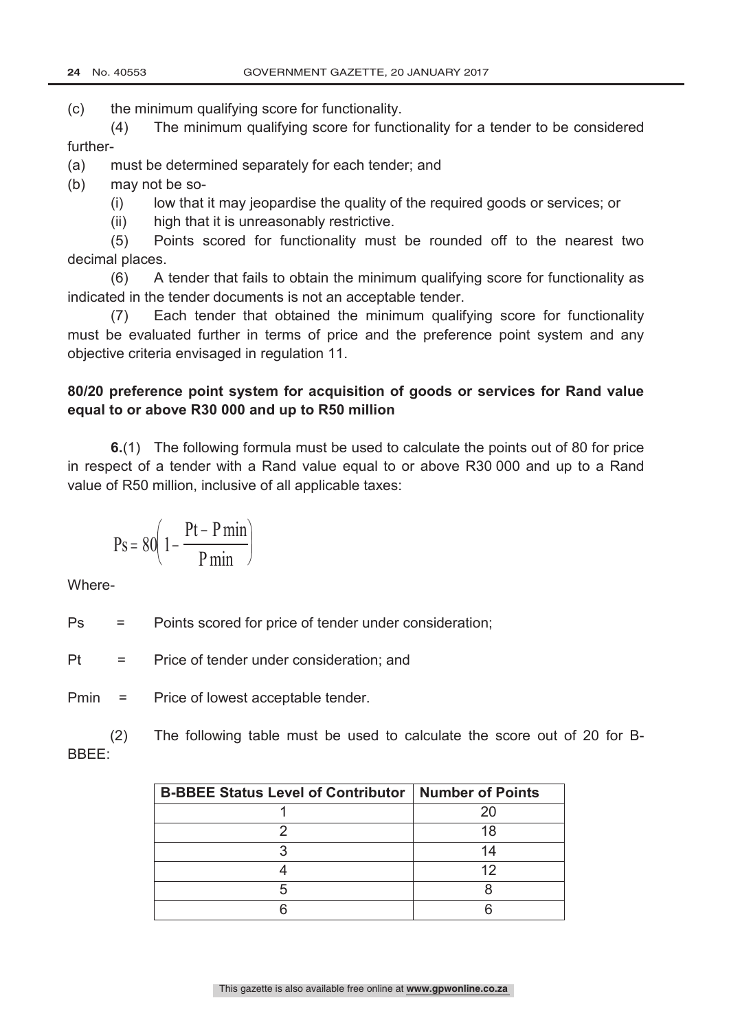(c) the minimum qualifying score for functionality.

(4) The minimum qualifying score for functionality for a tender to be considered further-

(a) must be determined separately for each tender; and

(b) may not be so-

  (i) low that it may jeopardise the quality of the required goods or services; or

  (ii) high that it is unreasonably restrictive.

(5) Points scored for functionality must be rounded off to the nearest two decimal places.

(6) A tender that fails to obtain the minimum qualifying score for functionality as indicated in the tender documents is not an acceptable tender.

(7) Each tender that obtained the minimum qualifying score for functionality must be evaluated further in terms of price and the preference point system and any objective criteria envisaged in regulation 11.

**80/20 preference point system for acquisition of goods or services for Rand value equal to or above R30 000 and up to R50 million**

**6.**(1) The following formula must be used to calculate the points out of 80 for price in respect of a tender with a Rand value equal to or above R30 000 and up to a Rand value of R50 million, inclusive of all applicable taxes:

$$Ps = 80\left(1 - \frac{Pt - P\min}{P\min}\right)$$

Where-

Ps = Points scored for price of tender under consideration;

Pt = Price of tender under consideration; and

Pmin = Price of lowest acceptable tender.

(2) The following table must be used to calculate the score out of 20 for B-BBEE:

| B-BBEE Status Level of Contributor | Number of Points |
|---|---|
| 1 | 20 |
| 2 | 18 |
| 3 | 14 |
| 4 | 12 |
| 5 | 8 |
| 6 | 6 |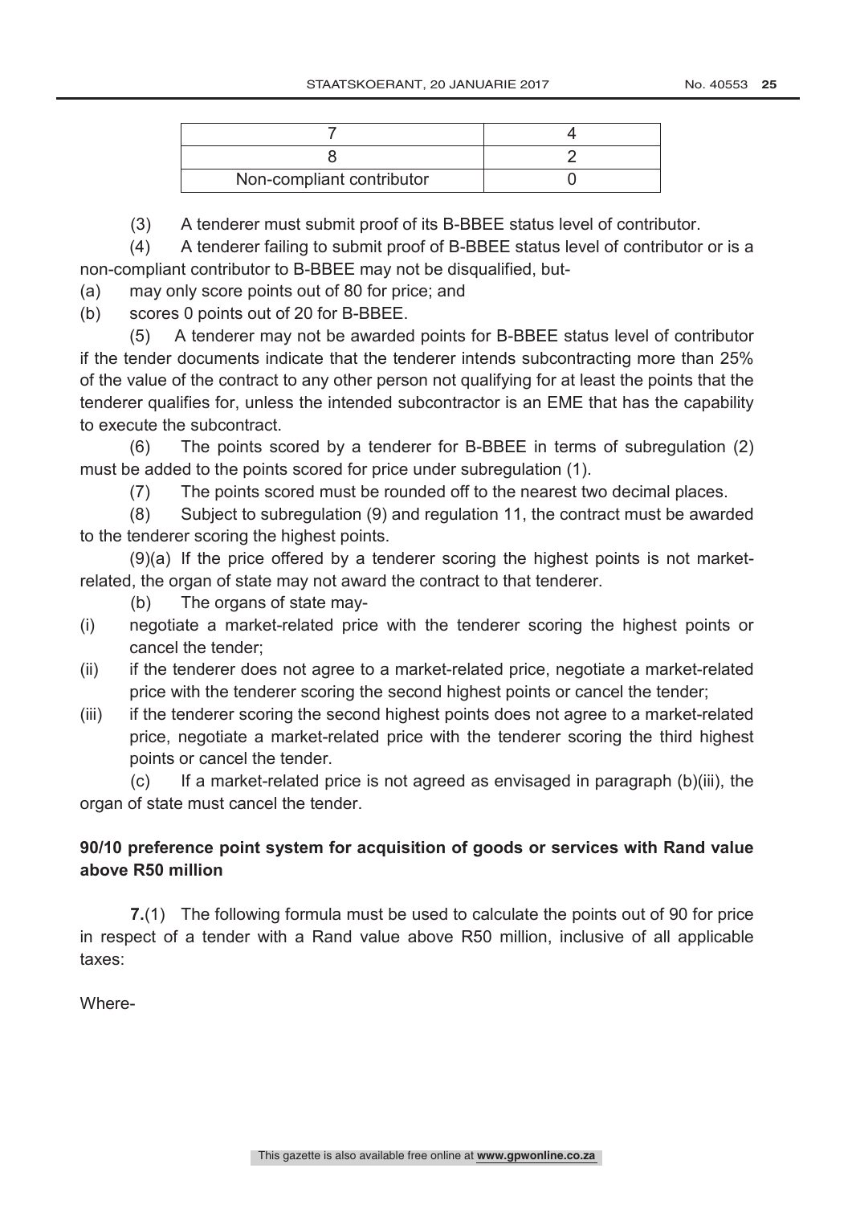| | |
|---|---|
| 7 | 4 |
| 8 | 2 |
| Non-compliant contributor | 0 |

(3) A tenderer must submit proof of its B-BBEE status level of contributor.

(4) A tenderer failing to submit proof of B-BBEE status level of contributor or is a non-compliant contributor to B-BBEE may not be disqualified, but-

(a) may only score points out of 80 for price; and

(b) scores 0 points out of 20 for B-BBEE.

(5) A tenderer may not be awarded points for B-BBEE status level of contributor if the tender documents indicate that the tenderer intends subcontracting more than 25% of the value of the contract to any other person not qualifying for at least the points that the tenderer qualifies for, unless the intended subcontractor is an EME that has the capability to execute the subcontract.

(6) The points scored by a tenderer for B-BBEE in terms of subregulation (2) must be added to the points scored for price under subregulation (1).

(7) The points scored must be rounded off to the nearest two decimal places.

(8) Subject to subregulation (9) and regulation 11, the contract must be awarded to the tenderer scoring the highest points.

(9)(a) If the price offered by a tenderer scoring the highest points is not market-related, the organ of state may not award the contract to that tenderer.

(b) The organs of state may-

(i) negotiate a market-related price with the tenderer scoring the highest points or cancel the tender;

(ii) if the tenderer does not agree to a market-related price, negotiate a market-related price with the tenderer scoring the second highest points or cancel the tender;

(iii) if the tenderer scoring the second highest points does not agree to a market-related price, negotiate a market-related price with the tenderer scoring the third highest points or cancel the tender.

(c) If a market-related price is not agreed as envisaged in paragraph (b)(iii), the organ of state must cancel the tender.

**90/10 preference point system for acquisition of goods or services with Rand value above R50 million**

**7.**(1) The following formula must be used to calculate the points out of 90 for price in respect of a tender with a Rand value above R50 million, inclusive of all applicable taxes:

Where-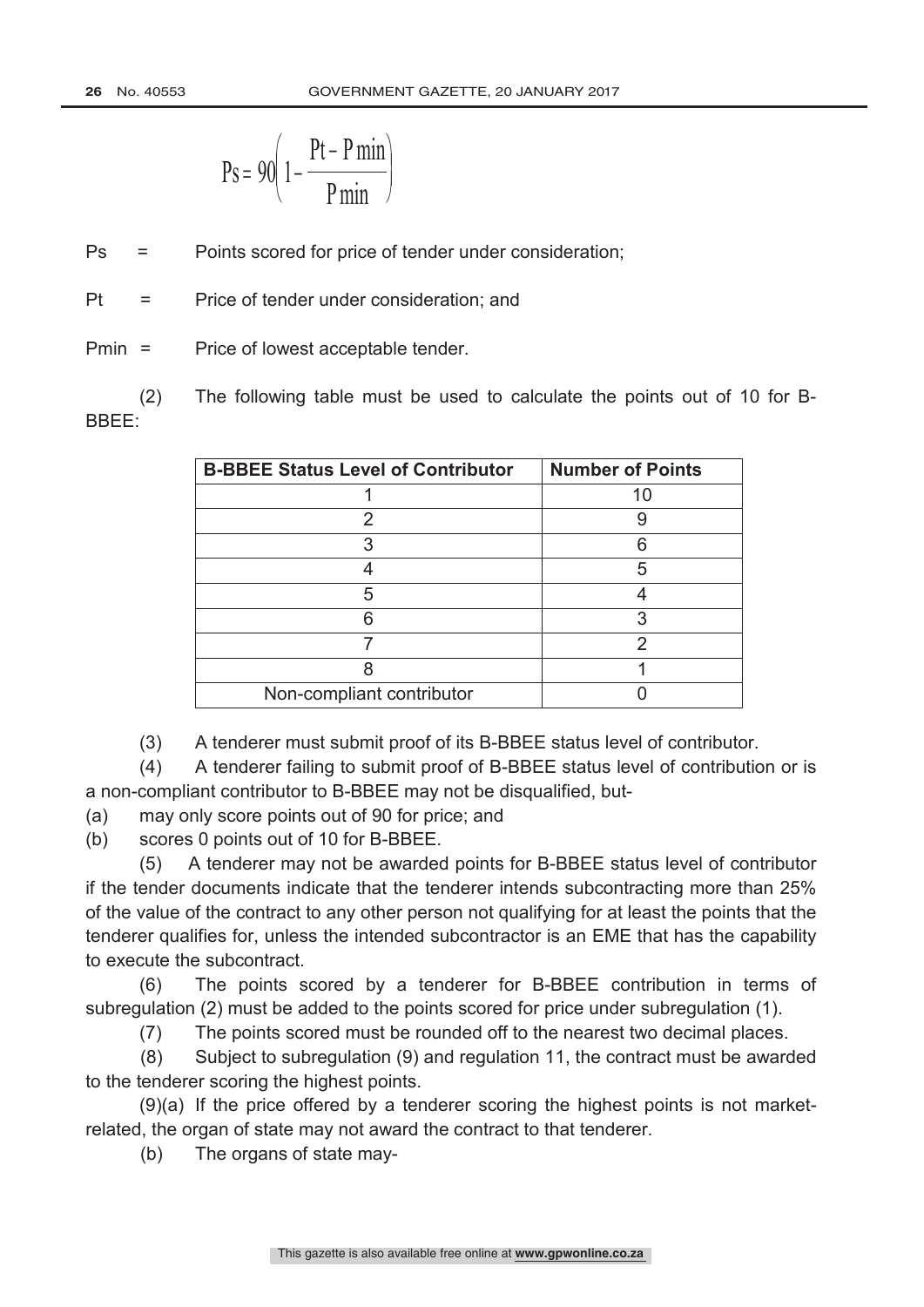$$Ps = 90\left(1 - \frac{Pt - P\min}{P\min}\right)$$

Ps = Points scored for price of tender under consideration;

Pt = Price of tender under consideration; and

Pmin = Price of lowest acceptable tender.

(2) The following table must be used to calculate the points out of 10 for B-BBEE:

| B-BBEE Status Level of Contributor | Number of Points |
|---|---|
| 1 | 10 |
| 2 | 9 |
| 3 | 6 |
| 4 | 5 |
| 5 | 4 |
| 6 | 3 |
| 7 | 2 |
| 8 | 1 |
| Non-compliant contributor | 0 |

(3) A tenderer must submit proof of its B-BBEE status level of contributor.

(4) A tenderer failing to submit proof of B-BBEE status level of contribution or is a non-compliant contributor to B-BBEE may not be disqualified, but-

(a) may only score points out of 90 for price; and

(b) scores 0 points out of 10 for B-BBEE.

(5) A tenderer may not be awarded points for B-BBEE status level of contributor if the tender documents indicate that the tenderer intends subcontracting more than 25% of the value of the contract to any other person not qualifying for at least the points that the tenderer qualifies for, unless the intended subcontractor is an EME that has the capability to execute the subcontract.

(6) The points scored by a tenderer for B-BBEE contribution in terms of subregulation (2) must be added to the points scored for price under subregulation (1).

(7) The points scored must be rounded off to the nearest two decimal places.

(8) Subject to subregulation (9) and regulation 11, the contract must be awarded to the tenderer scoring the highest points.

(9)(a) If the price offered by a tenderer scoring the highest points is not market-related, the organ of state may not award the contract to that tenderer.

(b) The organs of state may-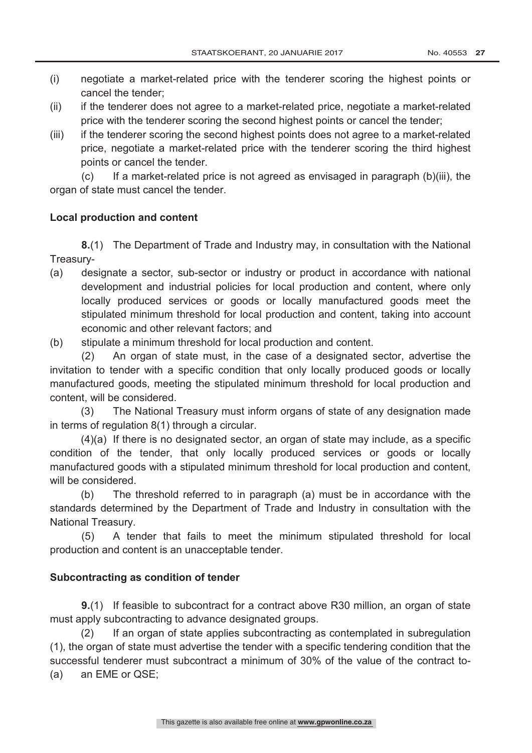(i) negotiate a market-related price with the tenderer scoring the highest points or cancel the tender;

(ii) if the tenderer does not agree to a market-related price, negotiate a market-related price with the tenderer scoring the second highest points or cancel the tender;

(iii) if the tenderer scoring the second highest points does not agree to a market-related price, negotiate a market-related price with the tenderer scoring the third highest points or cancel the tender.

(c) If a market-related price is not agreed as envisaged in paragraph (b)(iii), the organ of state must cancel the tender.

**Local production and content**

**8.**(1) The Department of Trade and Industry may, in consultation with the National Treasury-

(a) designate a sector, sub-sector or industry or product in accordance with national development and industrial policies for local production and content, where only locally produced services or goods or locally manufactured goods meet the stipulated minimum threshold for local production and content, taking into account economic and other relevant factors; and

(b) stipulate a minimum threshold for local production and content.

(2) An organ of state must, in the case of a designated sector, advertise the invitation to tender with a specific condition that only locally produced goods or locally manufactured goods, meeting the stipulated minimum threshold for local production and content, will be considered.

(3) The National Treasury must inform organs of state of any designation made in terms of regulation 8(1) through a circular.

(4)(a) If there is no designated sector, an organ of state may include, as a specific condition of the tender, that only locally produced services or goods or locally manufactured goods with a stipulated minimum threshold for local production and content, will be considered.

(b) The threshold referred to in paragraph (a) must be in accordance with the standards determined by the Department of Trade and Industry in consultation with the National Treasury.

(5) A tender that fails to meet the minimum stipulated threshold for local production and content is an unacceptable tender.

**Subcontracting as condition of tender**

**9.**(1) If feasible to subcontract for a contract above R30 million, an organ of state must apply subcontracting to advance designated groups.

(2) If an organ of state applies subcontracting as contemplated in subregulation (1), the organ of state must advertise the tender with a specific tendering condition that the successful tenderer must subcontract a minimum of 30% of the value of the contract to-

(a) an EME or QSE;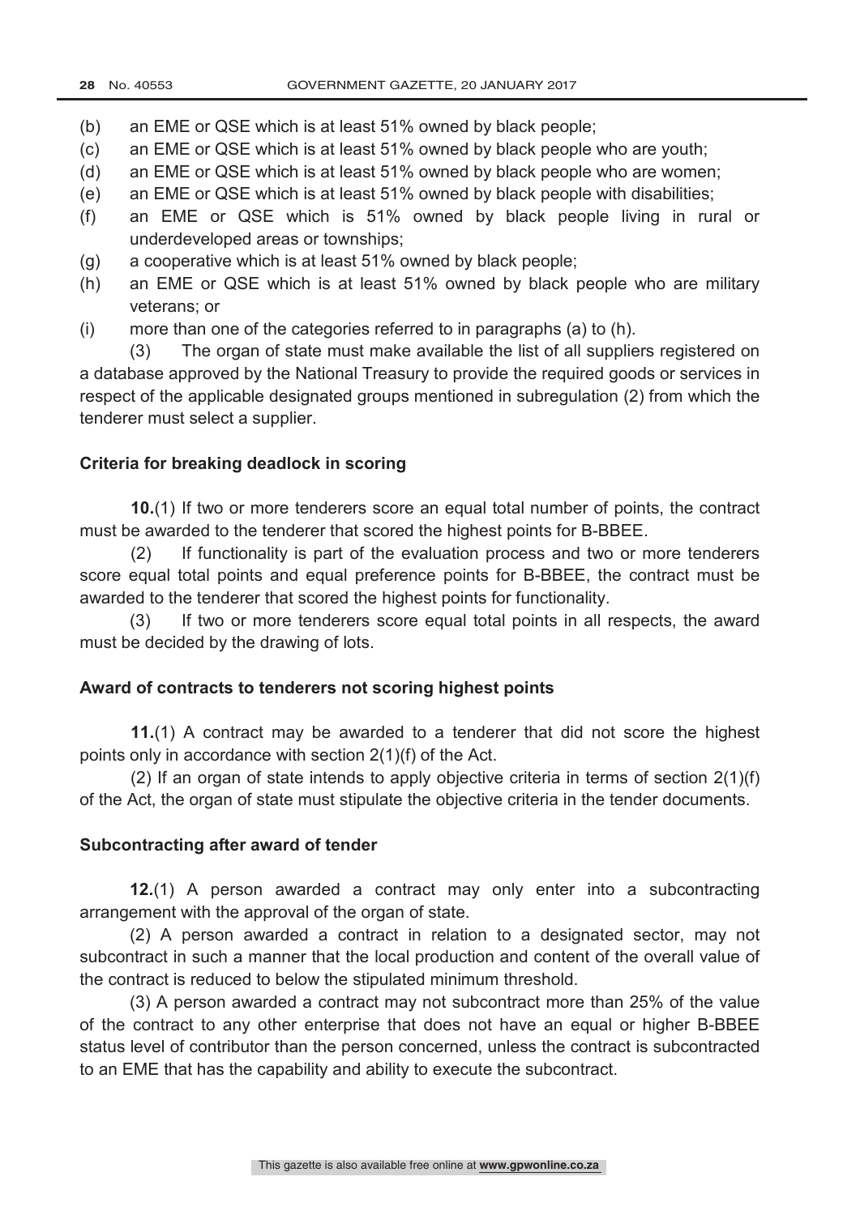(b) an EME or QSE which is at least 51% owned by black people;

(c) an EME or QSE which is at least 51% owned by black people who are youth;

(d) an EME or QSE which is at least 51% owned by black people who are women;

(e) an EME or QSE which is at least 51% owned by black people with disabilities;

(f) an EME or QSE which is 51% owned by black people living in rural or underdeveloped areas or townships;

(g) a cooperative which is at least 51% owned by black people;

(h) an EME or QSE which is at least 51% owned by black people who are military veterans; or

(i) more than one of the categories referred to in paragraphs (a) to (h).

(3) The organ of state must make available the list of all suppliers registered on a database approved by the National Treasury to provide the required goods or services in respect of the applicable designated groups mentioned in subregulation (2) from which the tenderer must select a supplier.

**Criteria for breaking deadlock in scoring**

**10.**(1) If two or more tenderers score an equal total number of points, the contract must be awarded to the tenderer that scored the highest points for B-BBEE.

(2) If functionality is part of the evaluation process and two or more tenderers score equal total points and equal preference points for B-BBEE, the contract must be awarded to the tenderer that scored the highest points for functionality.

(3) If two or more tenderers score equal total points in all respects, the award must be decided by the drawing of lots.

**Award of contracts to tenderers not scoring highest points**

**11.**(1) A contract may be awarded to a tenderer that did not score the highest points only in accordance with section 2(1)(f) of the Act.

(2) If an organ of state intends to apply objective criteria in terms of section 2(1)(f) of the Act, the organ of state must stipulate the objective criteria in the tender documents.

**Subcontracting after award of tender**

**12.**(1) A person awarded a contract may only enter into a subcontracting arrangement with the approval of the organ of state.

(2) A person awarded a contract in relation to a designated sector, may not subcontract in such a manner that the local production and content of the overall value of the contract is reduced to below the stipulated minimum threshold.

(3) A person awarded a contract may not subcontract more than 25% of the value of the contract to any other enterprise that does not have an equal or higher B-BBEE status level of contributor than the person concerned, unless the contract is subcontracted to an EME that has the capability and ability to execute the subcontract.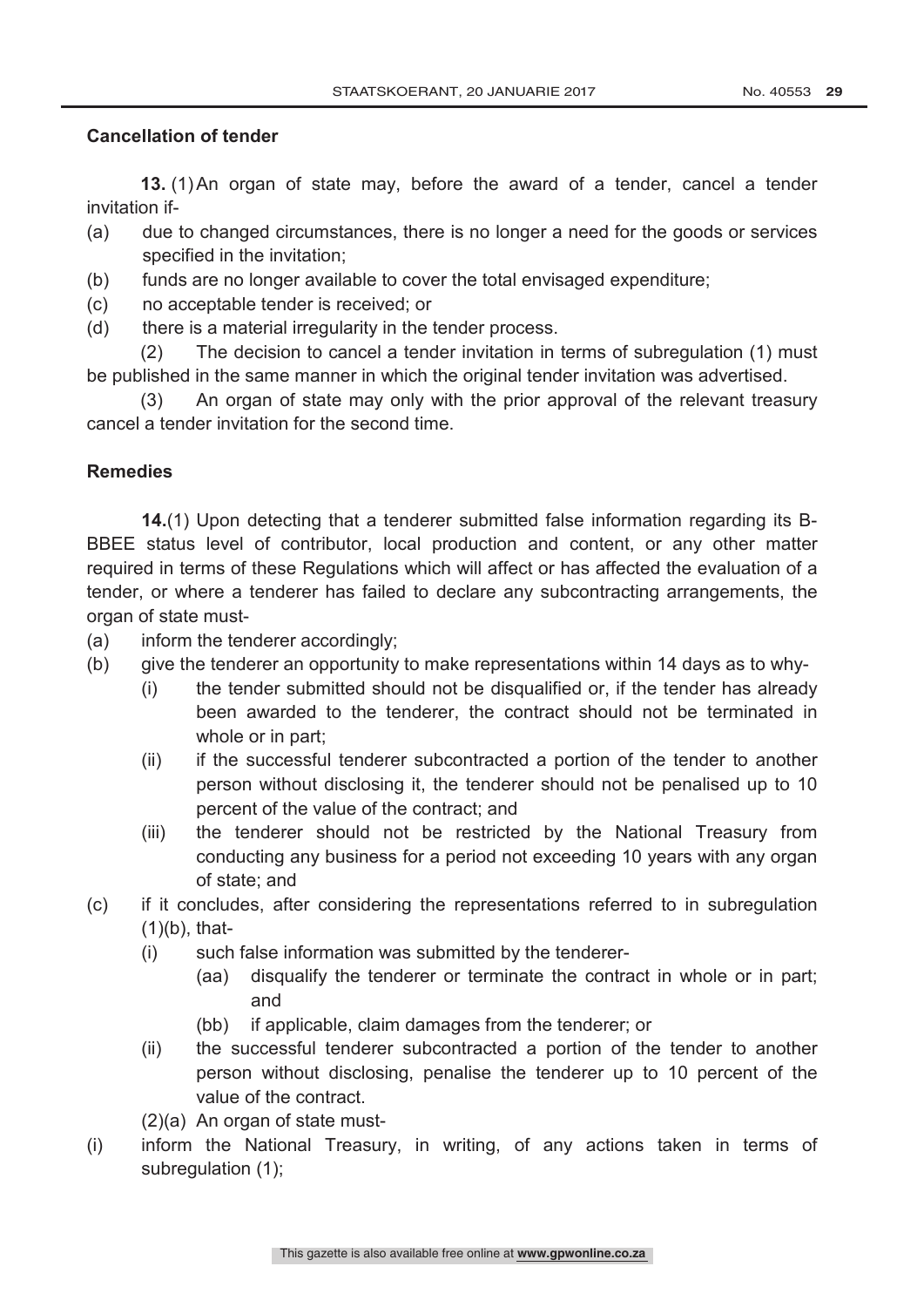**Cancellation of tender**

**13.** (1) An organ of state may, before the award of a tender, cancel a tender invitation if-

(a) due to changed circumstances, there is no longer a need for the goods or services specified in the invitation;

(b) funds are no longer available to cover the total envisaged expenditure;

(c) no acceptable tender is received; or

(d) there is a material irregularity in the tender process.

(2) The decision to cancel a tender invitation in terms of subregulation (1) must be published in the same manner in which the original tender invitation was advertised.

(3) An organ of state may only with the prior approval of the relevant treasury cancel a tender invitation for the second time.

**Remedies**

**14.**(1) Upon detecting that a tenderer submitted false information regarding its B-BBEE status level of contributor, local production and content, or any other matter required in terms of these Regulations which will affect or has affected the evaluation of a tender, or where a tenderer has failed to declare any subcontracting arrangements, the organ of state must-

(a) inform the tenderer accordingly;

(b) give the tenderer an opportunity to make representations within 14 days as to why-

  (i) the tender submitted should not be disqualified or, if the tender has already been awarded to the tenderer, the contract should not be terminated in whole or in part;

  (ii) if the successful tenderer subcontracted a portion of the tender to another person without disclosing it, the tenderer should not be penalised up to 10 percent of the value of the contract; and

  (iii) the tenderer should not be restricted by the National Treasury from conducting any business for a period not exceeding 10 years with any organ of state; and

(c) if it concludes, after considering the representations referred to in subregulation (1)(b), that-

  (i) such false information was submitted by the tenderer-

    (aa) disqualify the tenderer or terminate the contract in whole or in part; and

    (bb) if applicable, claim damages from the tenderer; or

  (ii) the successful tenderer subcontracted a portion of the tender to another person without disclosing, penalise the tenderer up to 10 percent of the value of the contract.

(2)(a) An organ of state must-

(i) inform the National Treasury, in writing, of any actions taken in terms of subregulation (1);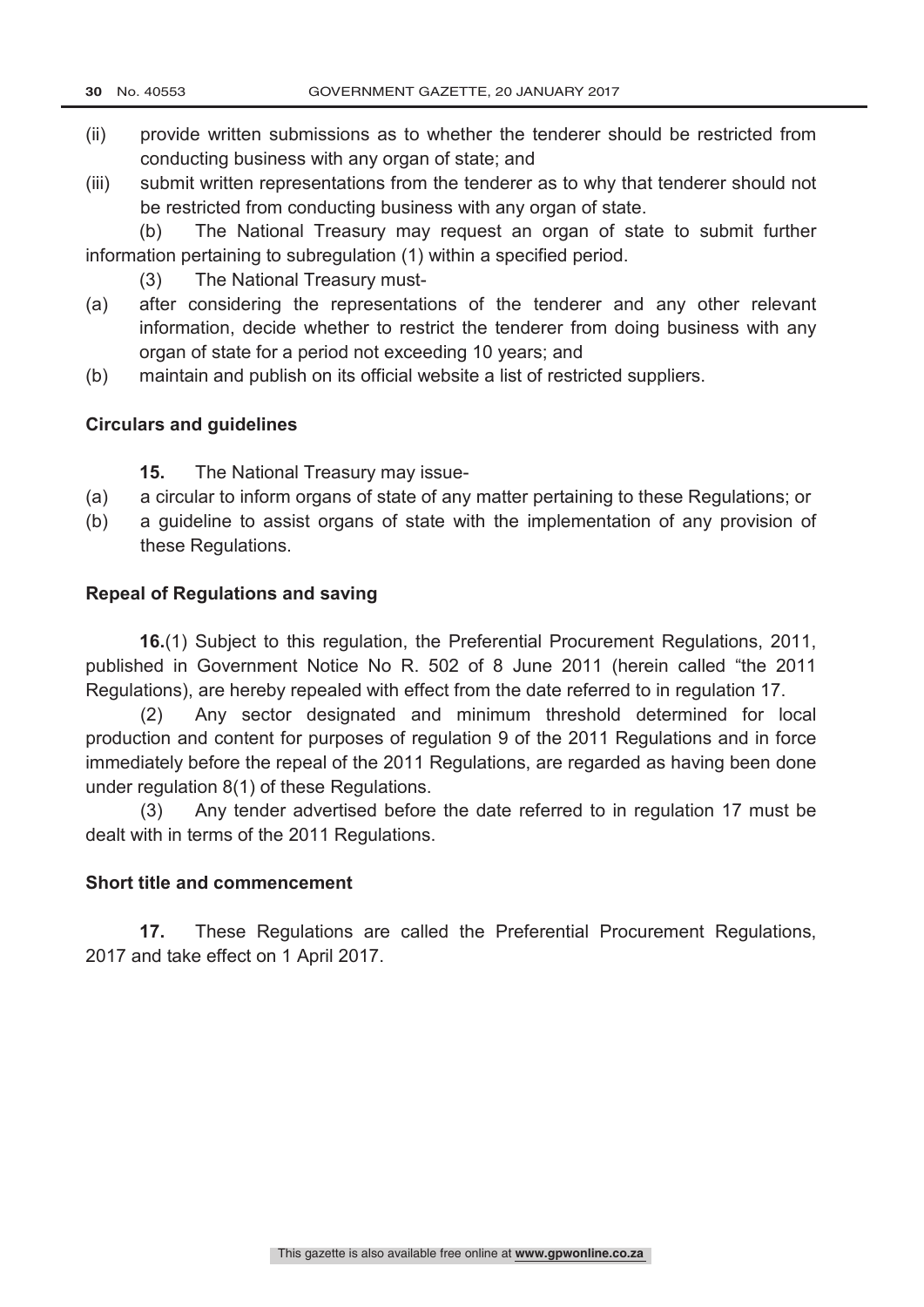(ii) provide written submissions as to whether the tenderer should be restricted from conducting business with any organ of state; and

(iii) submit written representations from the tenderer as to why that tenderer should not be restricted from conducting business with any organ of state.

(b) The National Treasury may request an organ of state to submit further information pertaining to subregulation (1) within a specified period.

(3) The National Treasury must-

(a) after considering the representations of the tenderer and any other relevant information, decide whether to restrict the tenderer from doing business with any organ of state for a period not exceeding 10 years; and

(b) maintain and publish on its official website a list of restricted suppliers.

**Circulars and guidelines**

**15.** The National Treasury may issue-

(a) a circular to inform organs of state of any matter pertaining to these Regulations; or

(b) a guideline to assist organs of state with the implementation of any provision of these Regulations.

**Repeal of Regulations and saving**

**16.**(1) Subject to this regulation, the Preferential Procurement Regulations, 2011, published in Government Notice No R. 502 of 8 June 2011 (herein called "the 2011 Regulations), are hereby repealed with effect from the date referred to in regulation 17.

(2) Any sector designated and minimum threshold determined for local production and content for purposes of regulation 9 of the 2011 Regulations and in force immediately before the repeal of the 2011 Regulations, are regarded as having been done under regulation 8(1) of these Regulations.

(3) Any tender advertised before the date referred to in regulation 17 must be dealt with in terms of the 2011 Regulations.

**Short title and commencement**

**17.** These Regulations are called the Preferential Procurement Regulations, 2017 and take effect on 1 April 2017.